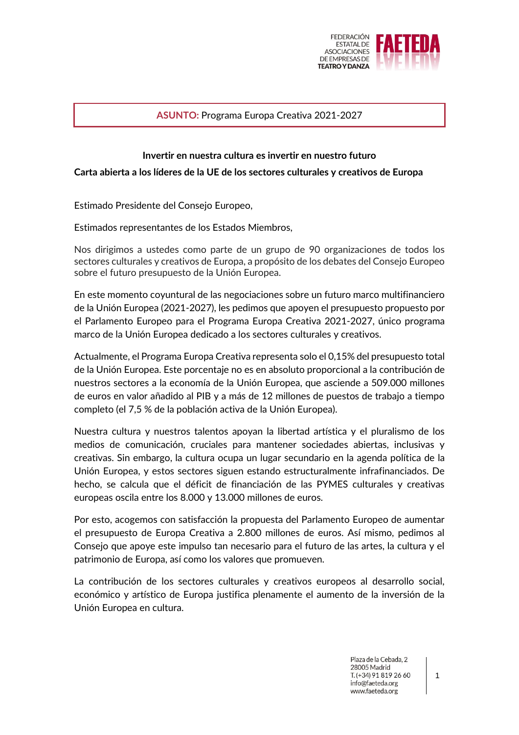FEDERACIÓN ESTATAL DE ASOCIACIONES DE EMPRESAS DE TEATRO Y DANZA **FAETEDA**

**ASUNTO:** Programa Europa Creativa 2021-2027

**Invertir en nuestra cultura es invertir en nuestro futuro**

**Carta abierta a los líderes de la UE de los sectores culturales y creativos de Europa**

Estimado Presidente del Consejo Europeo,

Estimados representantes de los Estados Miembros,

Nos dirigimos a ustedes como parte de un grupo de 90 organizaciones de todos los sectores culturales y creativos de Europa, a propósito de los debates del Consejo Europeo sobre el futuro presupuesto de la Unión Europea.

En este momento coyuntural de las negociaciones sobre un futuro marco multifinanciero de la Unión Europea (2021-2027), les pedimos que apoyen el presupuesto propuesto por el Parlamento Europeo para el Programa Europa Creativa 2021-2027, único programa marco de la Unión Europea dedicado a los sectores culturales y creativos.

Actualmente, el Programa Europa Creativa representa solo el 0,15% del presupuesto total de la Unión Europea. Este porcentaje no es en absoluto proporcional a la contribución de nuestros sectores a la economía de la Unión Europea, que asciende a 509.000 millones de euros en valor añadido al PIB y a más de 12 millones de puestos de trabajo a tiempo completo (el 7,5 % de la población activa de la Unión Europea).

Nuestra cultura y nuestros talentos apoyan la libertad artística y el pluralismo de los medios de comunicación, cruciales para mantener sociedades abiertas, inclusivas y creativas. Sin embargo, la cultura ocupa un lugar secundario en la agenda política de la Unión Europea, y estos sectores siguen estando estructuralmente infrafinanciados. De hecho, se calcula que el déficit de financiación de las PYMES culturales y creativas europeas oscila entre los 8.000 y 13.000 millones de euros.

Por esto, acogemos con satisfacción la propuesta del Parlamento Europeo de aumentar el presupuesto de Europa Creativa a 2.800 millones de euros. Así mismo, pedimos al Consejo que apoye este impulso tan necesario para el futuro de las artes, la cultura y el patrimonio de Europa, así como los valores que promueven.

La contribución de los sectores culturales y creativos europeos al desarrollo social, económico y artístico de Europa justifica plenamente el aumento de la inversión de la Unión Europea en cultura.

Plaza de la Cebada, 2
28005 Madrid
T. (+34) 91 819 26 60
info@faeteda.org
www.faeteda.org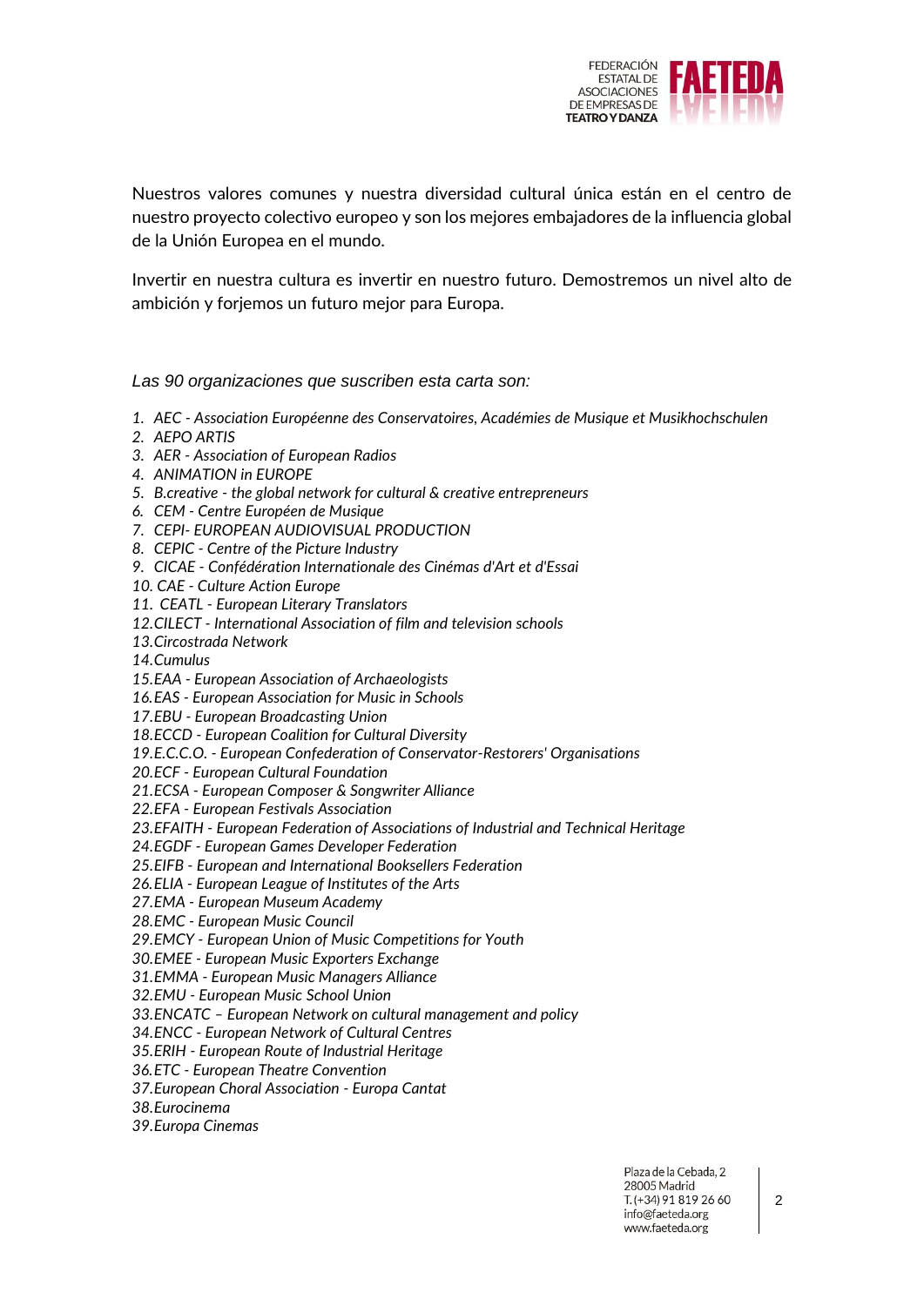Nuestros valores comunes y nuestra diversidad cultural única están en el centro de nuestro proyecto colectivo europeo y son los mejores embajadores de la influencia global de la Unión Europea en el mundo.

Invertir en nuestra cultura es invertir en nuestro futuro. Demostremos un nivel alto de ambición y forjemos un futuro mejor para Europa.

*Las 90 organizaciones que suscriben esta carta son:*

1. *AEC - Association Européenne des Conservatoires, Académies de Musique et Musikhochschulen*
2. *AEPO ARTIS*
3. *AER - Association of European Radios*
4. *ANIMATION in EUROPE*
5. *B.creative - the global network for cultural & creative entrepreneurs*
6. *CEM - Centre Européen de Musique*
7. *CEPI- EUROPEAN AUDIOVISUAL PRODUCTION*
8. *CEPIC - Centre of the Picture Industry*
9. *CICAE - Confédération Internationale des Cinémas d'Art et d'Essai*
10. *CAE - Culture Action Europe*
11. *CEATL - European Literary Translators*
12. *CILECT - International Association of film and television schools*
13. *Circostrada Network*
14. *Cumulus*
15. *EAA - European Association of Archaeologists*
16. *EAS - European Association for Music in Schools*
17. *EBU - European Broadcasting Union*
18. *ECCD - European Coalition for Cultural Diversity*
19. *E.C.C.O. - European Confederation of Conservator-Restorers' Organisations*
20. *ECF - European Cultural Foundation*
21. *ECSA - European Composer & Songwriter Alliance*
22. *EFA - European Festivals Association*
23. *EFAITH - European Federation of Associations of Industrial and Technical Heritage*
24. *EGDF - European Games Developer Federation*
25. *EIFB - European and International Booksellers Federation*
26. *ELIA - European League of Institutes of the Arts*
27. *EMA - European Museum Academy*
28. *EMC - European Music Council*
29. *EMCY - European Union of Music Competitions for Youth*
30. *EMEE - European Music Exporters Exchange*
31. *EMMA - European Music Managers Alliance*
32. *EMU - European Music School Union*
33. *ENCATC – European Network on cultural management and policy*
34. *ENCC - European Network of Cultural Centres*
35. *ERIH - European Route of Industrial Heritage*
36. *ETC - European Theatre Convention*
37. *European Choral Association - Europa Cantat*
38. *Eurocinema*
39. *Europa Cinemas*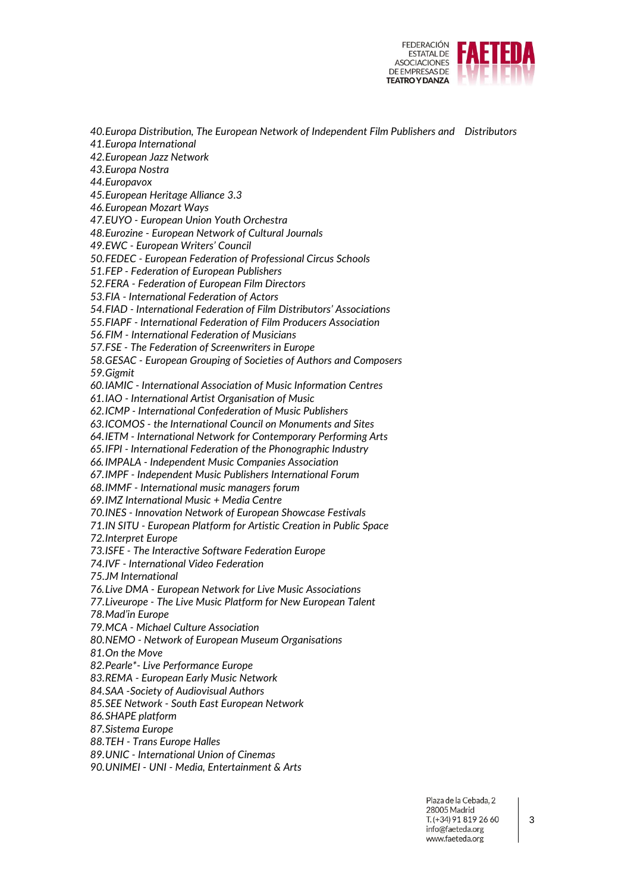40. *Europa Distribution, The European Network of Independent Film Publishers and Distributors*
41. *Europa International*
42. *European Jazz Network*
43. *Europa Nostra*
44. *Europavox*
45. *European Heritage Alliance 3.3*
46. *European Mozart Ways*
47. *EUYO - European Union Youth Orchestra*
48. *Eurozine - European Network of Cultural Journals*
49. *EWC - European Writers' Council*
50. *FEDEC - European Federation of Professional Circus Schools*
51. *FEP - Federation of European Publishers*
52. *FERA - Federation of European Film Directors*
53. *FIA - International Federation of Actors*
54. *FIAD - International Federation of Film Distributors' Associations*
55. *FIAPF - International Federation of Film Producers Association*
56. *FIM - International Federation of Musicians*
57. *FSE - The Federation of Screenwriters in Europe*
58. *GESAC - European Grouping of Societies of Authors and Composers*
59. *Gigmit*
60. *IAMIC - International Association of Music Information Centres*
61. *IAO - International Artist Organisation of Music*
62. *ICMP - International Confederation of Music Publishers*
63. *ICOMOS - the International Council on Monuments and Sites*
64. *IETM - International Network for Contemporary Performing Arts*
65. *IFPI - International Federation of the Phonographic Industry*
66. *IMPALA - Independent Music Companies Association*
67. *IMPF - Independent Music Publishers International Forum*
68. *IMMF - International music managers forum*
69. *IMZ International Music + Media Centre*
70. *INES - Innovation Network of European Showcase Festivals*
71. *IN SITU - European Platform for Artistic Creation in Public Space*
72. *Interpret Europe*
73. *ISFE - The Interactive Software Federation Europe*
74. *IVF - International Video Federation*
75. *JM International*
76. *Live DMA - European Network for Live Music Associations*
77. *Liveurope - The Live Music Platform for New European Talent*
78. *Mad'in Europe*
79. *MCA - Michael Culture Association*
80. *NEMO - Network of European Museum Organisations*
81. *On the Move*
82. *Pearle*- Live Performance Europe*
83. *REMA - European Early Music Network*
84. *SAA -Society of Audiovisual Authors*
85. *SEE Network - South East European Network*
86. *SHAPE platform*
87. *Sistema Europe*
88. *TEH - Trans Europe Halles*
89. *UNIC - International Union of Cinemas*
90. *UNIMEI - UNI - Media, Entertainment & Arts*